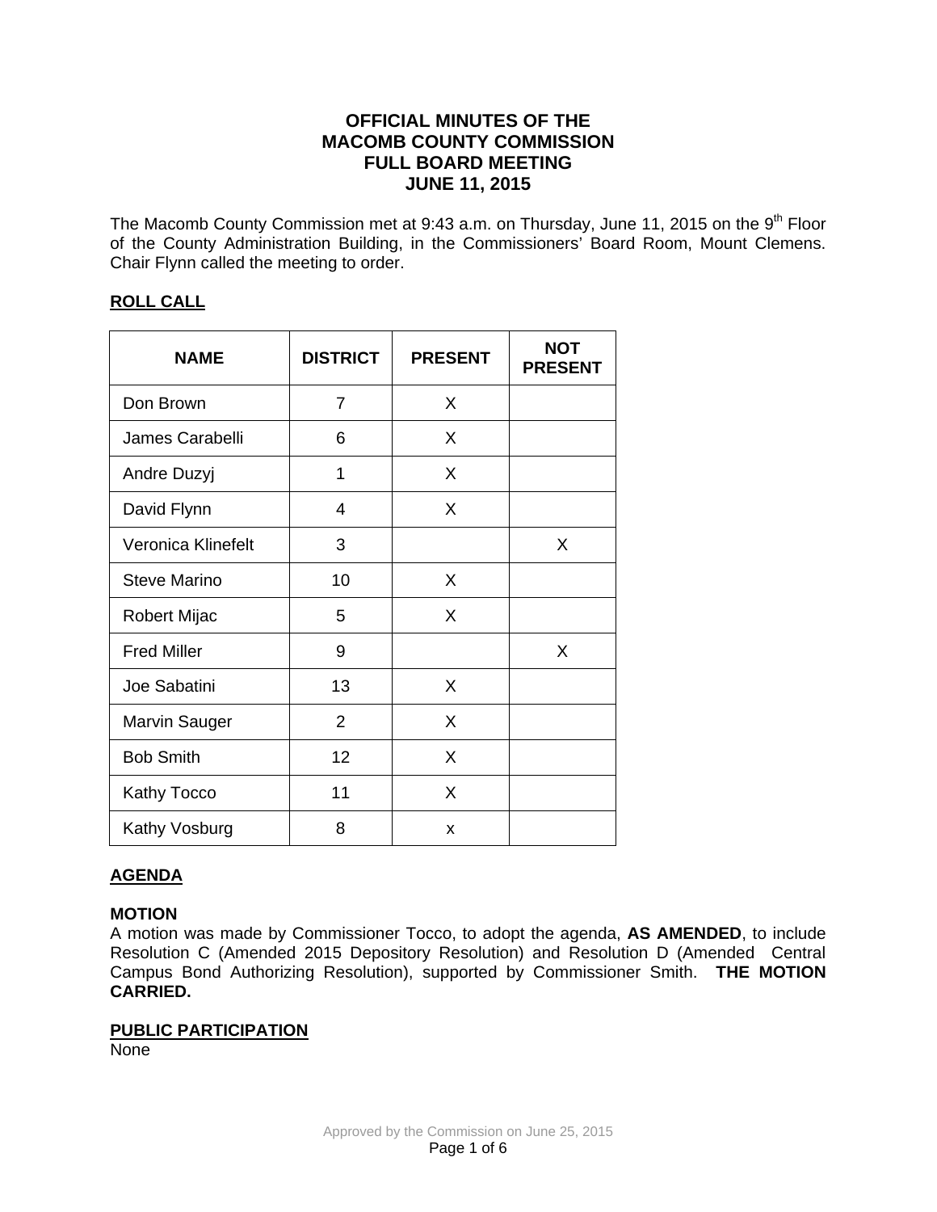# OFFICIAL MINUTES OF THE MACOMB COUNTY COMMISSION FULL BOARD MEETING JUNE 11, 2015

The Macomb County Commission met at 9:43 a.m. on Thursday, June 11, 2015 on the 9th Floor of the County Administration Building, in the Commissioners' Board Room, Mount Clemens. Chair Flynn called the meeting to order.

## ROLL CALL

| NAME | DISTRICT | PRESENT | NOT PRESENT |
|---|---|---|---|
| Don Brown | 7 | X | |
| James Carabelli | 6 | X | |
| Andre Duzyj | 1 | X | |
| David Flynn | 4 | X | |
| Veronica Klinefelt | 3 | | X |
| Steve Marino | 10 | X | |
| Robert Mijac | 5 | X | |
| Fred Miller | 9 | | X |
| Joe Sabatini | 13 | X | |
| Marvin Sauger | 2 | X | |
| Bob Smith | 12 | X | |
| Kathy Tocco | 11 | X | |
| Kathy Vosburg | 8 | x | |

## AGENDA

**MOTION**

A motion was made by Commissioner Tocco, to adopt the agenda, **AS AMENDED**, to include Resolution C (Amended 2015 Depository Resolution) and Resolution D (Amended Central Campus Bond Authorizing Resolution), supported by Commissioner Smith. **THE MOTION CARRIED.**

## PUBLIC PARTICIPATION

None

Approved by the Commission on June 25, 2015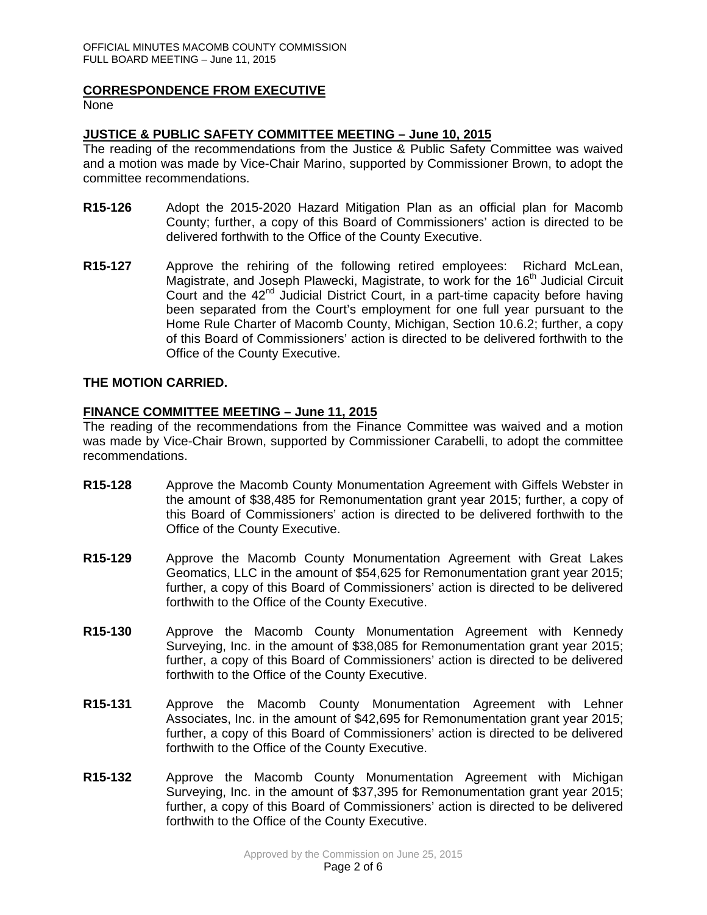## CORRESPONDENCE FROM EXECUTIVE

None

## JUSTICE & PUBLIC SAFETY COMMITTEE MEETING – June 10, 2015

The reading of the recommendations from the Justice & Public Safety Committee was waived and a motion was made by Vice-Chair Marino, supported by Commissioner Brown, to adopt the committee recommendations.

**R15-126** Adopt the 2015-2020 Hazard Mitigation Plan as an official plan for Macomb County; further, a copy of this Board of Commissioners' action is directed to be delivered forthwith to the Office of the County Executive.

**R15-127** Approve the rehiring of the following retired employees: Richard McLean, Magistrate, and Joseph Plawecki, Magistrate, to work for the 16th Judicial Circuit Court and the 42nd Judicial District Court, in a part-time capacity before having been separated from the Court's employment for one full year pursuant to the Home Rule Charter of Macomb County, Michigan, Section 10.6.2; further, a copy of this Board of Commissioners' action is directed to be delivered forthwith to the Office of the County Executive.

**THE MOTION CARRIED.**

## FINANCE COMMITTEE MEETING – June 11, 2015

The reading of the recommendations from the Finance Committee was waived and a motion was made by Vice-Chair Brown, supported by Commissioner Carabelli, to adopt the committee recommendations.

**R15-128** Approve the Macomb County Monumentation Agreement with Giffels Webster in the amount of $38,485 for Remonumentation grant year 2015; further, a copy of this Board of Commissioners' action is directed to be delivered forthwith to the Office of the County Executive.

**R15-129** Approve the Macomb County Monumentation Agreement with Great Lakes Geomatics, LLC in the amount of $54,625 for Remonumentation grant year 2015; further, a copy of this Board of Commissioners' action is directed to be delivered forthwith to the Office of the County Executive.

**R15-130** Approve the Macomb County Monumentation Agreement with Kennedy Surveying, Inc. in the amount of $38,085 for Remonumentation grant year 2015; further, a copy of this Board of Commissioners' action is directed to be delivered forthwith to the Office of the County Executive.

**R15-131** Approve the Macomb County Monumentation Agreement with Lehner Associates, Inc. in the amount of $42,695 for Remonumentation grant year 2015; further, a copy of this Board of Commissioners' action is directed to be delivered forthwith to the Office of the County Executive.

**R15-132** Approve the Macomb County Monumentation Agreement with Michigan Surveying, Inc. in the amount of $37,395 for Remonumentation grant year 2015; further, a copy of this Board of Commissioners' action is directed to be delivered forthwith to the Office of the County Executive.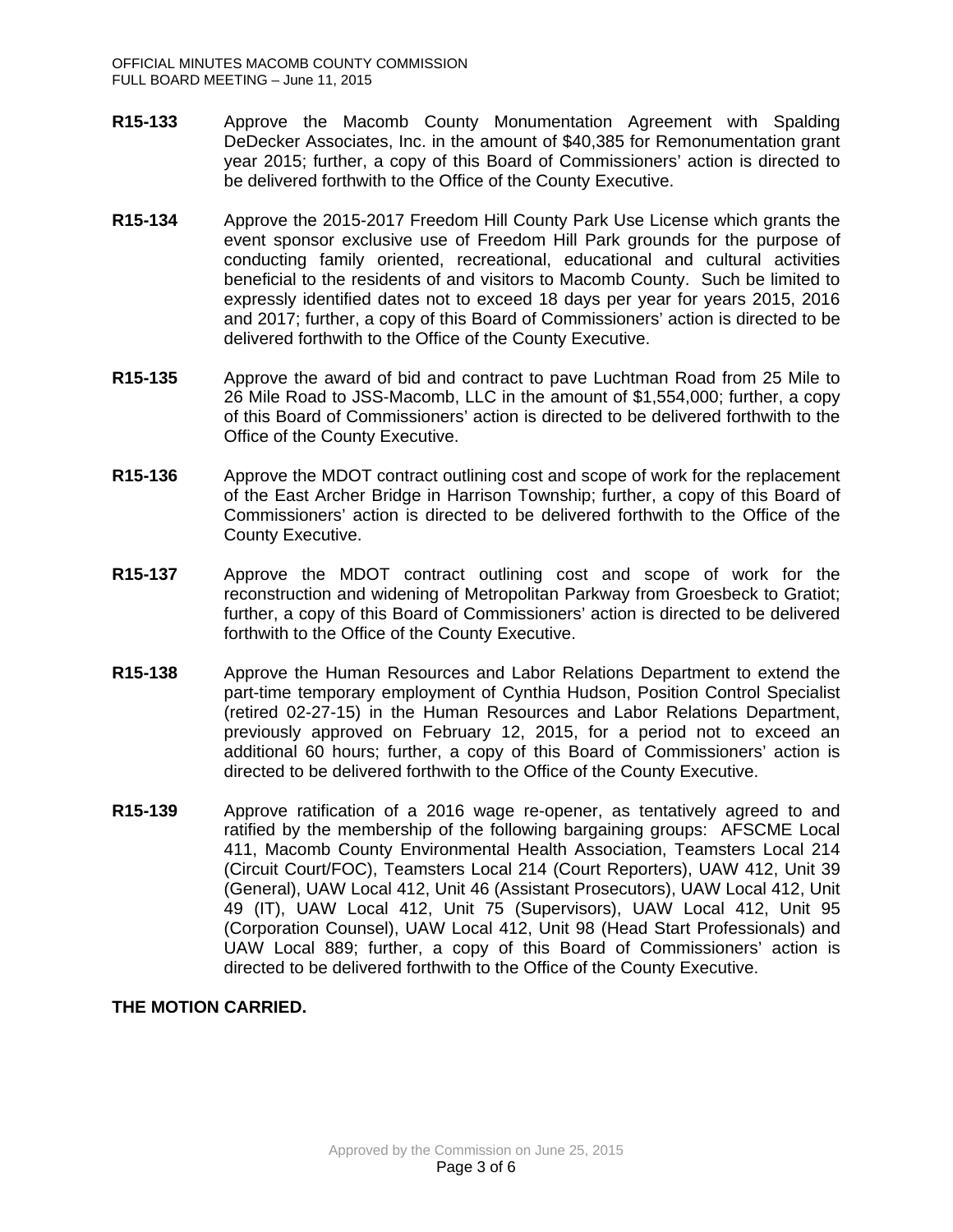**R15-133** Approve the Macomb County Monumentation Agreement with Spalding DeDecker Associates, Inc. in the amount of $40,385 for Remonumentation grant year 2015; further, a copy of this Board of Commissioners' action is directed to be delivered forthwith to the Office of the County Executive.

**R15-134** Approve the 2015-2017 Freedom Hill County Park Use License which grants the event sponsor exclusive use of Freedom Hill Park grounds for the purpose of conducting family oriented, recreational, educational and cultural activities beneficial to the residents of and visitors to Macomb County. Such be limited to expressly identified dates not to exceed 18 days per year for years 2015, 2016 and 2017; further, a copy of this Board of Commissioners' action is directed to be delivered forthwith to the Office of the County Executive.

**R15-135** Approve the award of bid and contract to pave Luchtman Road from 25 Mile to 26 Mile Road to JSS-Macomb, LLC in the amount of $1,554,000; further, a copy of this Board of Commissioners' action is directed to be delivered forthwith to the Office of the County Executive.

**R15-136** Approve the MDOT contract outlining cost and scope of work for the replacement of the East Archer Bridge in Harrison Township; further, a copy of this Board of Commissioners' action is directed to be delivered forthwith to the Office of the County Executive.

**R15-137** Approve the MDOT contract outlining cost and scope of work for the reconstruction and widening of Metropolitan Parkway from Groesbeck to Gratiot; further, a copy of this Board of Commissioners' action is directed to be delivered forthwith to the Office of the County Executive.

**R15-138** Approve the Human Resources and Labor Relations Department to extend the part-time temporary employment of Cynthia Hudson, Position Control Specialist (retired 02-27-15) in the Human Resources and Labor Relations Department, previously approved on February 12, 2015, for a period not to exceed an additional 60 hours; further, a copy of this Board of Commissioners' action is directed to be delivered forthwith to the Office of the County Executive.

**R15-139** Approve ratification of a 2016 wage re-opener, as tentatively agreed to and ratified by the membership of the following bargaining groups: AFSCME Local 411, Macomb County Environmental Health Association, Teamsters Local 214 (Circuit Court/FOC), Teamsters Local 214 (Court Reporters), UAW 412, Unit 39 (General), UAW Local 412, Unit 46 (Assistant Prosecutors), UAW Local 412, Unit 49 (IT), UAW Local 412, Unit 75 (Supervisors), UAW Local 412, Unit 95 (Corporation Counsel), UAW Local 412, Unit 98 (Head Start Professionals) and UAW Local 889; further, a copy of this Board of Commissioners' action is directed to be delivered forthwith to the Office of the County Executive.

**THE MOTION CARRIED.**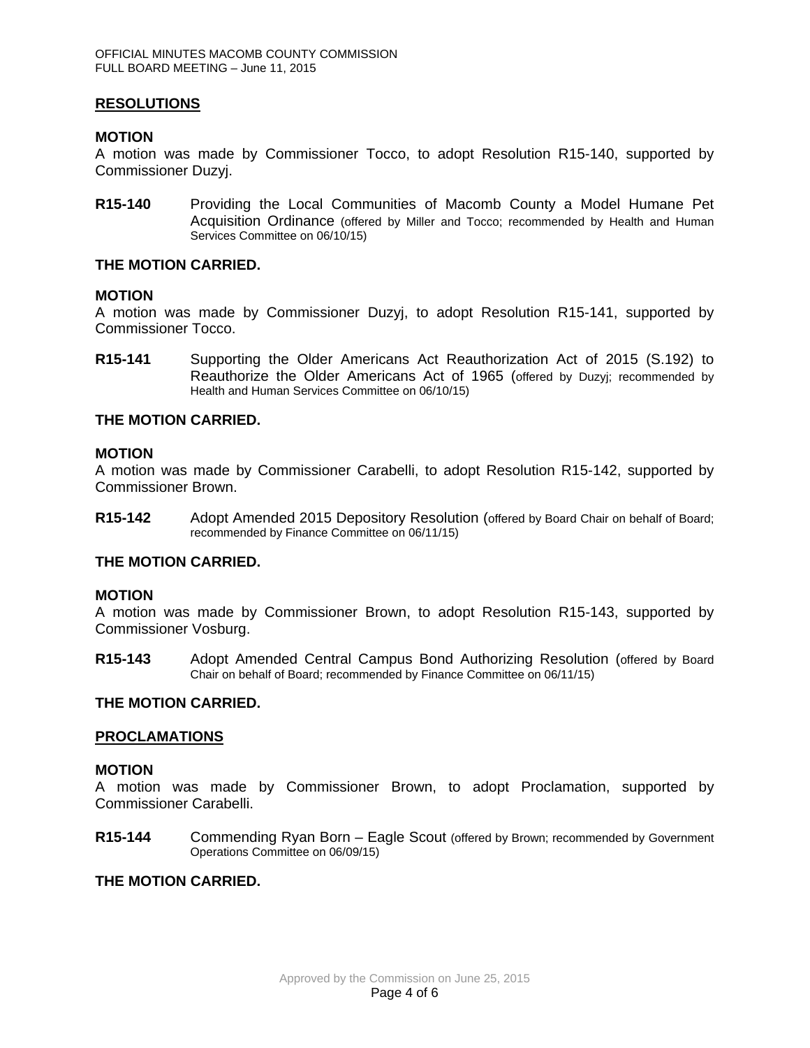## RESOLUTIONS

**MOTION**
A motion was made by Commissioner Tocco, to adopt Resolution R15-140, supported by Commissioner Duzyj.

**R15-140** Providing the Local Communities of Macomb County a Model Humane Pet Acquisition Ordinance (offered by Miller and Tocco; recommended by Health and Human Services Committee on 06/10/15)

**THE MOTION CARRIED.**

**MOTION**
A motion was made by Commissioner Duzyj, to adopt Resolution R15-141, supported by Commissioner Tocco.

**R15-141** Supporting the Older Americans Act Reauthorization Act of 2015 (S.192) to Reauthorize the Older Americans Act of 1965 (offered by Duzyj; recommended by Health and Human Services Committee on 06/10/15)

**THE MOTION CARRIED.**

**MOTION**
A motion was made by Commissioner Carabelli, to adopt Resolution R15-142, supported by Commissioner Brown.

**R15-142** Adopt Amended 2015 Depository Resolution (offered by Board Chair on behalf of Board; recommended by Finance Committee on 06/11/15)

**THE MOTION CARRIED.**

**MOTION**
A motion was made by Commissioner Brown, to adopt Resolution R15-143, supported by Commissioner Vosburg.

**R15-143** Adopt Amended Central Campus Bond Authorizing Resolution (offered by Board Chair on behalf of Board; recommended by Finance Committee on 06/11/15)

**THE MOTION CARRIED.**

## PROCLAMATIONS

**MOTION**
A motion was made by Commissioner Brown, to adopt Proclamation, supported by Commissioner Carabelli.

**R15-144** Commending Ryan Born – Eagle Scout (offered by Brown; recommended by Government Operations Committee on 06/09/15)

**THE MOTION CARRIED.**

Approved by the Commission on June 25, 2015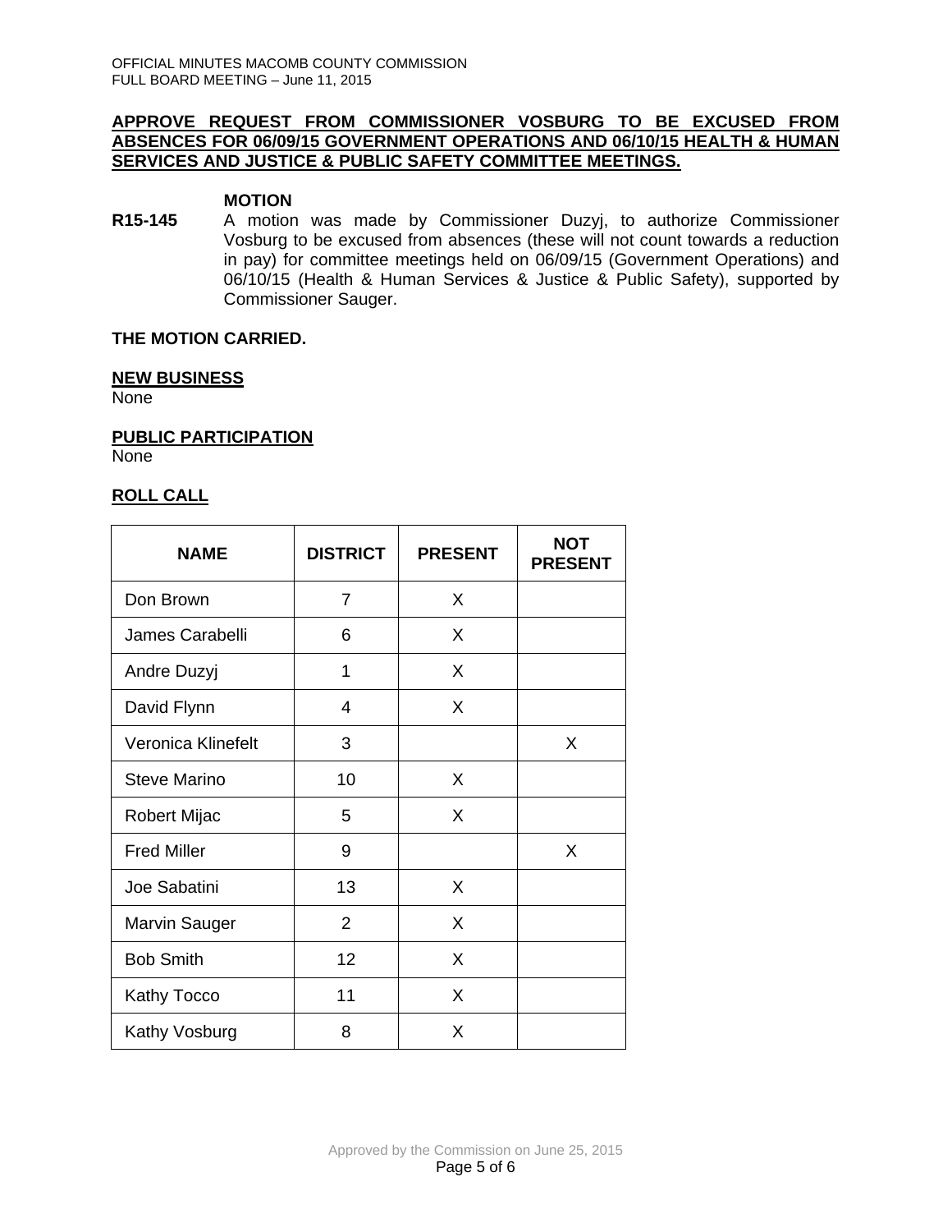**APPROVE REQUEST FROM COMMISSIONER VOSBURG TO BE EXCUSED FROM ABSENCES FOR 06/09/15 GOVERNMENT OPERATIONS AND 06/10/15 HEALTH & HUMAN SERVICES AND JUSTICE & PUBLIC SAFETY COMMITTEE MEETINGS.**

**MOTION**

**R15-145** A motion was made by Commissioner Duzyj, to authorize Commissioner Vosburg to be excused from absences (these will not count towards a reduction in pay) for committee meetings held on 06/09/15 (Government Operations) and 06/10/15 (Health & Human Services & Justice & Public Safety), supported by Commissioner Sauger.

**THE MOTION CARRIED.**

**NEW BUSINESS**

None

**PUBLIC PARTICIPATION**

None

**ROLL CALL**

| NAME | DISTRICT | PRESENT | NOT PRESENT |
|---|---|---|---|
| Don Brown | 7 | X | |
| James Carabelli | 6 | X | |
| Andre Duzyj | 1 | X | |
| David Flynn | 4 | X | |
| Veronica Klinefelt | 3 | | X |
| Steve Marino | 10 | X | |
| Robert Mijac | 5 | X | |
| Fred Miller | 9 | | X |
| Joe Sabatini | 13 | X | |
| Marvin Sauger | 2 | X | |
| Bob Smith | 12 | X | |
| Kathy Tocco | 11 | X | |
| Kathy Vosburg | 8 | X | |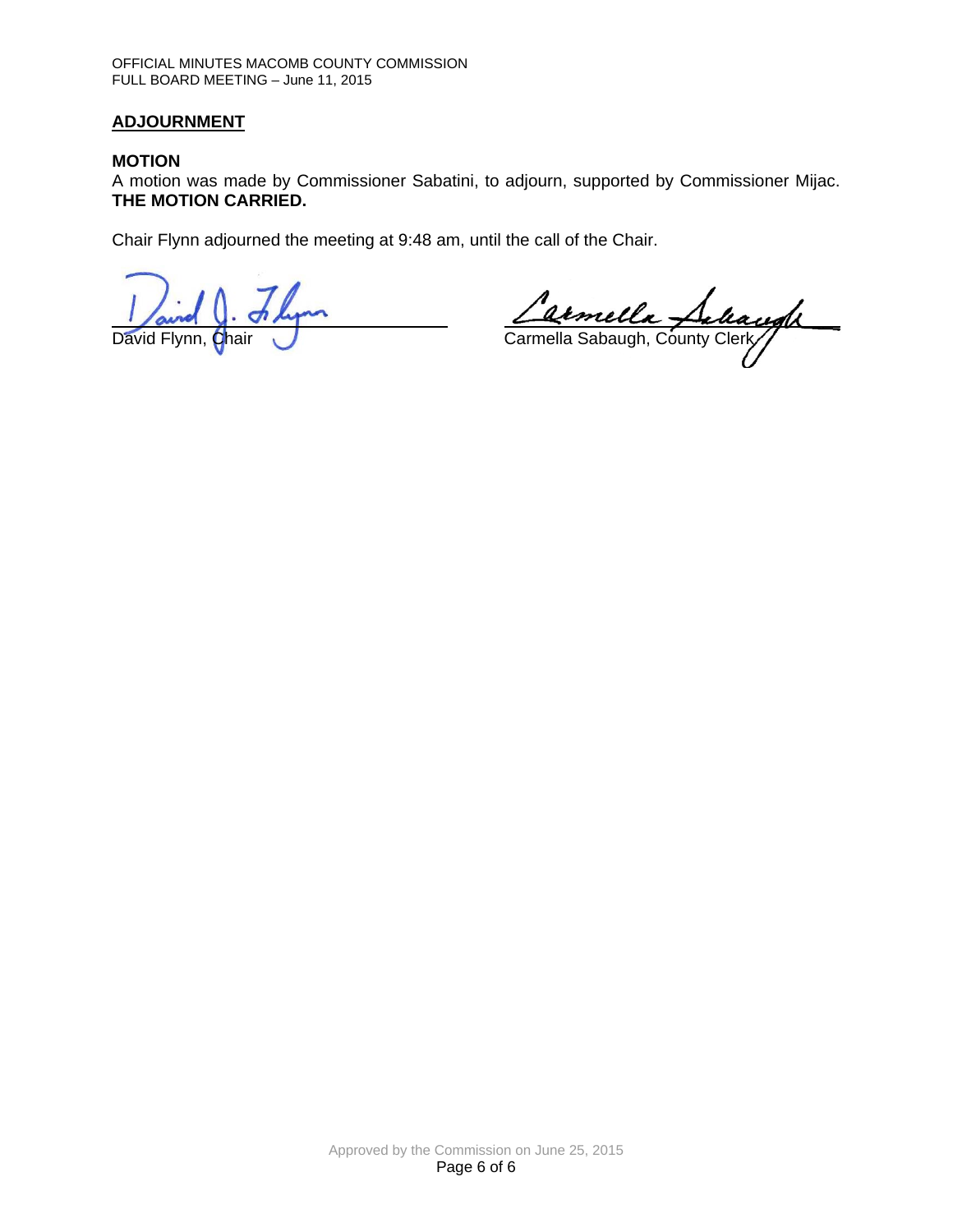## ADJOURNMENT

**MOTION**
A motion was made by Commissioner Sabatini, to adjourn, supported by Commissioner Mijac. **THE MOTION CARRIED.**

Chair Flynn adjourned the meeting at 9:48 am, until the call of the Chair.

David Flynn, Chair

Carmella Sabaugh, County Clerk

Approved by the Commission on June 25, 2015